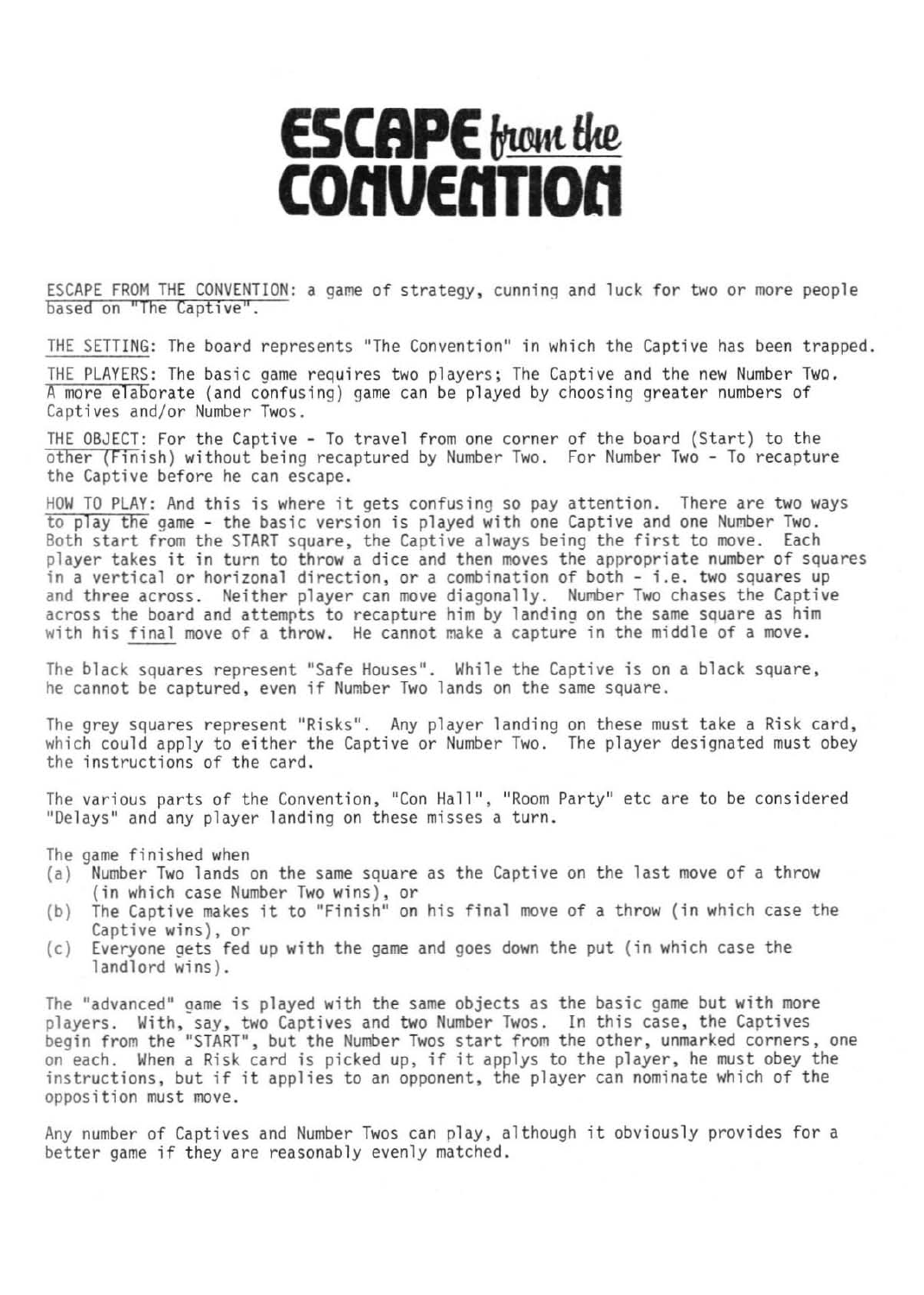# ESCAPE from the CONVENTION

ESCAPE FROM THE CONVENTION: a game of strategy, cunning and luck for two or more people based on "The Captive".

THE SETTING: The board represents "The Convention" in which the Captive has been trapped.

THE PLAYERS: The basic game requires two players; The Captive and the new Number Two. A more elaborate (and confusing) game can be played by choosing greater numbers of Captives and/or Number Twos.

THE OBJECT: For the Captive - To travel from one corner of the board (Start) to the other (Finish) without being recaptured by Number Two. For Number Two - To recapture the Captive before he can escape.

HOW TO PLAY: And this is where it gets confusing so pay attention. There are two ways to play the game - the basic version is played with one Captive and one Number Two. Both start from the START square, the Captive always being the first to move. Each player takes it in turn to throw a dice and then moves the appropriate number of squares in a vertical or horizonal direction, or a combination of both - i.e. two squares up and three across. Neither player can move diagonally. Number Two chases the Captive across the board and attempts to recapture him by landing on the same square as him with his final move of a throw. He cannot make a capture in the middle of a move.

The black squares represent "Safe Houses". While the Captive is on a black square, he cannot be captured, even if Number Two lands on the same square.

The grey squares represent "Risks". Any player landing on these must take a Risk card, which could apply to either the Captive or Number Two. The player designated must obey the instructions of the card.

The various parts of the Convention, "Con Hall", "Room Party" etc are to be considered "Delays" and any player landing on these misses a turn.

The game finished when

(a) Number Two lands on the same square as the Captive on the last move of a throw (in which case Number Two wins), or
(b) The Captive makes it to "Finish" on his final move of a throw (in which case the Captive wins), or
(c) Everyone gets fed up with the game and goes down the put (in which case the landlord wins).

The "advanced" game is played with the same objects as the basic game but with more players. With, say, two Captives and two Number Twos. In this case, the Captives begin from the "START", but the Number Twos start from the other, unmarked corners, one on each. When a Risk card is picked up, if it applys to the player, he must obey the instructions, but if it applies to an opponent, the player can nominate which of the opposition must move.

Any number of Captives and Number Twos can play, although it obviously provides for a better game if they are reasonably evenly matched.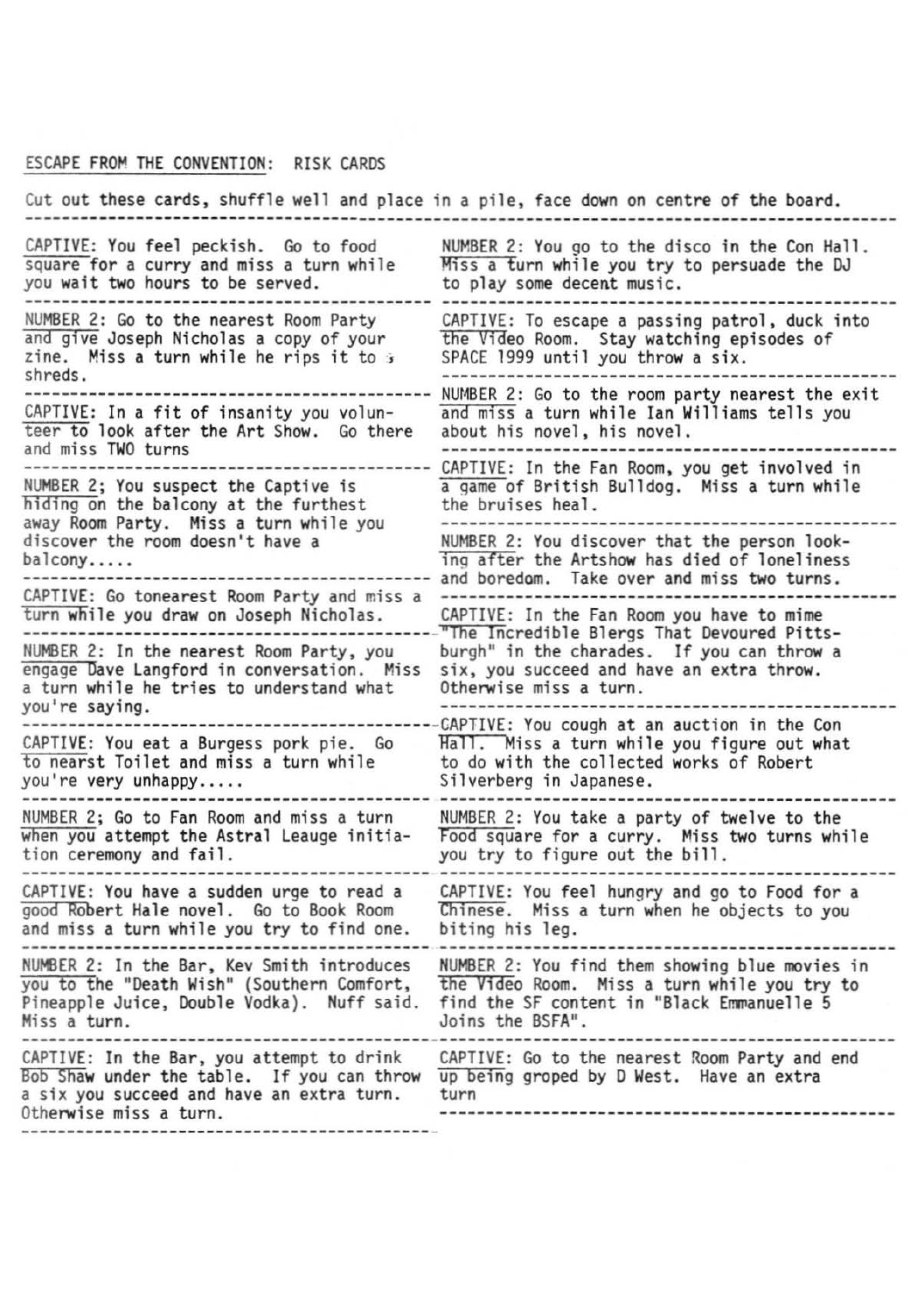ESCAPE FROM THE CONVENTION: RISK CARDS

Cut out these cards, shuffle well and place in a pile, face down on centre of the board.

---

CAPTIVE: You feel peckish. Go to food square for a curry and miss a turn while you wait two hours to be served.

---

NUMBER 2: Go to the nearest Room Party and give Joseph Nicholas a copy of your zine. Miss a turn while he rips it to shreds.

---

CAPTIVE: In a fit of insanity you volunteer to look after the Art Show. Go there and miss TWO turns

---

NUMBER 2; You suspect the Captive is hiding on the balcony at the furthest away Room Party. Miss a turn while you discover the room doesn't have a balcony.....

---

CAPTIVE: Go tonearest Room Party and miss a turn while you draw on Joseph Nicholas.

---

NUMBER 2: In the nearest Room Party, you engage Dave Langford in conversation. Miss a turn while he tries to understand what you're saying.

---

CAPTIVE: You eat a Burgess pork pie. Go to nearst Toilet and miss a turn while you're very unhappy.....

---

NUMBER 2; Go to Fan Room and miss a turn when you attempt the Astral Leauge initiation ceremony and fail.

---

CAPTIVE: You have a sudden urge to read a good Robert Hale novel. Go to Book Room and miss a turn while you try to find one.

---

NUMBER 2: In the Bar, Kev Smith introduces you to the "Death Wish" (Southern Comfort, Pineapple Juice, Double Vodka). Nuff said. Miss a turn.

---

CAPTIVE: In the Bar, you attempt to drink Bob Shaw under the table. If you can throw a six you succeed and have an extra turn. Otherwise miss a turn.

---

NUMBER 2: You go to the disco in the Con Hall. Miss a turn while you try to persuade the DJ to play some decent music.

---

CAPTIVE: To escape a passing patrol, duck into the Video Room. Stay watching episodes of SPACE 1999 until you throw a six.

---

NUMBER 2: Go to the room party nearest the exit and miss a turn while Ian Williams tells you about his novel, his novel.

---

CAPTIVE: In the Fan Room, you get involved in a game of British Bulldog. Miss a turn while the bruises heal.

---

NUMBER 2: You discover that the person looking after the Artshow has died of loneliness and boredom. Take over and miss two turns.

---

CAPTIVE: In the Fan Room you have to mime "The Incredible Blergs That Devoured Pittsburgh" in the charades. If you can throw a six, you succeed and have an extra throw. Otherwise miss a turn.

---

CAPTIVE: You cough at an auction in the Con Hall. Miss a turn while you figure out what to do with the collected works of Robert Silverberg in Japanese.

---

NUMBER 2: You take a party of twelve to the Food square for a curry. Miss two turns while you try to figure out the bill.

---

CAPTIVE: You feel hungry and go to Food for a Chinese. Miss a turn when he objects to you biting his leg.

---

NUMBER 2: You find them showing blue movies in the Video Room. Miss a turn while you try to find the SF content in "Black Emmanuelle 5 Joins the BSFA".

---

CAPTIVE: Go to the nearest Room Party and end up being groped by D West. Have an extra turn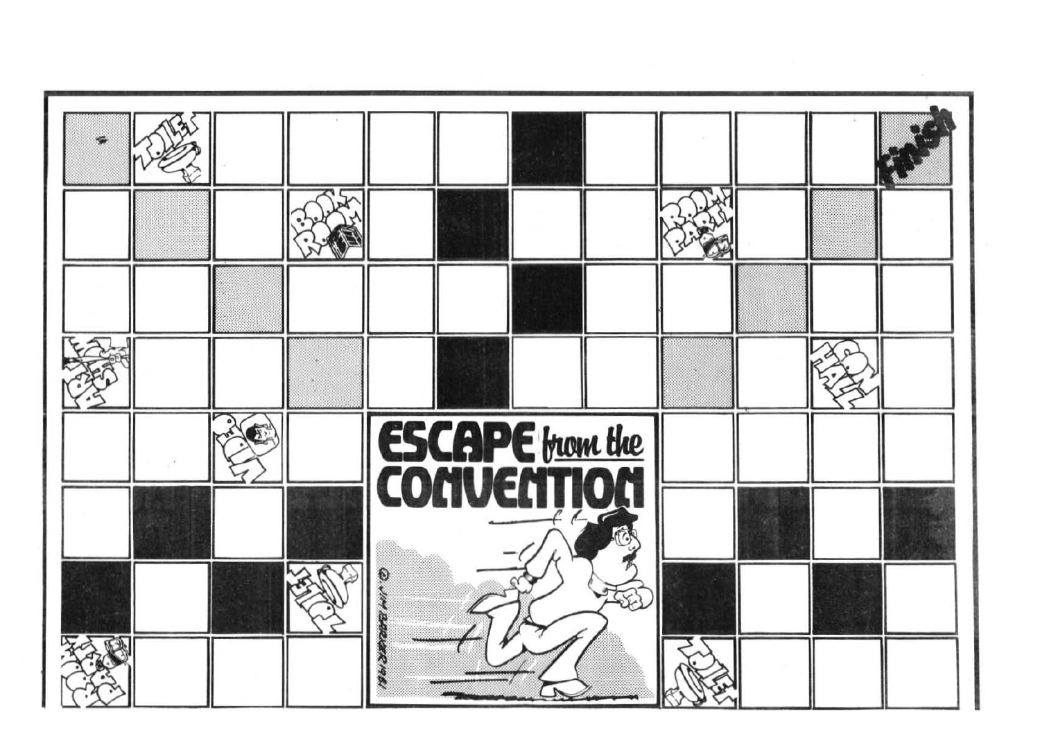# ESCAPE from the CONVENTION

Finish

TOILET

BOOK ROOM

ROOM PARTY

ART SHOW

CON HALL

VIDEO

TOILET

TOILET

ROBOT RACE

© Jim Barker 1981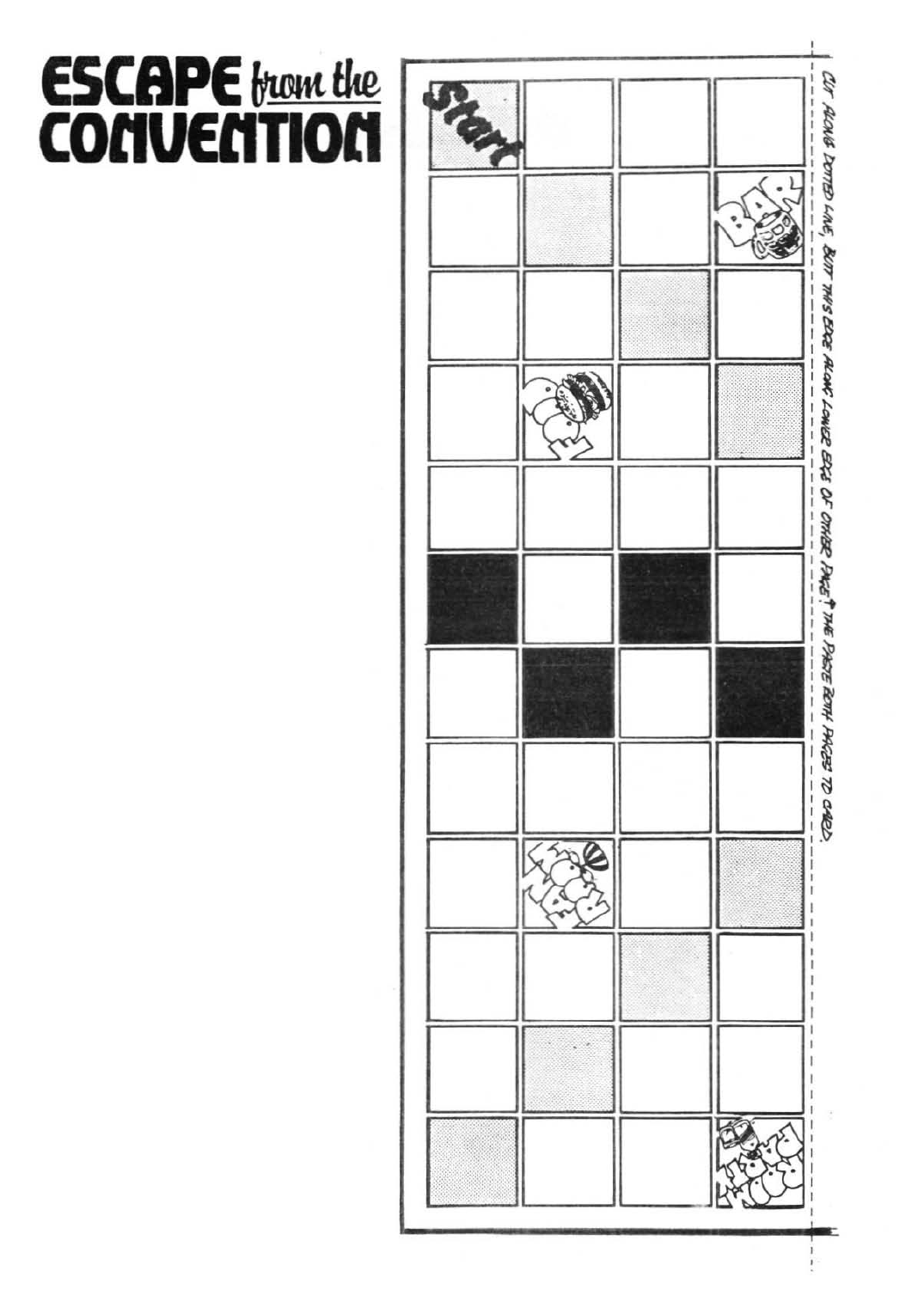# ESCAPE from the CONVENTION

| | | | |
|---|---|---|---|
| Start | | | BAR |
| | | | |
| | FOOD | | |
| | | | |
| | | | |
| | | | |
| | | | |
| | HUCKSTER | | |
| | | | |
| | | | |
| | | | HOME |

CUT ALONG DOTTED LINE, BUTT THIS EDGE ALONG LOWER EDGE OF OTHER PAGE, THE PASTE BOTH PAGES TO CARD.